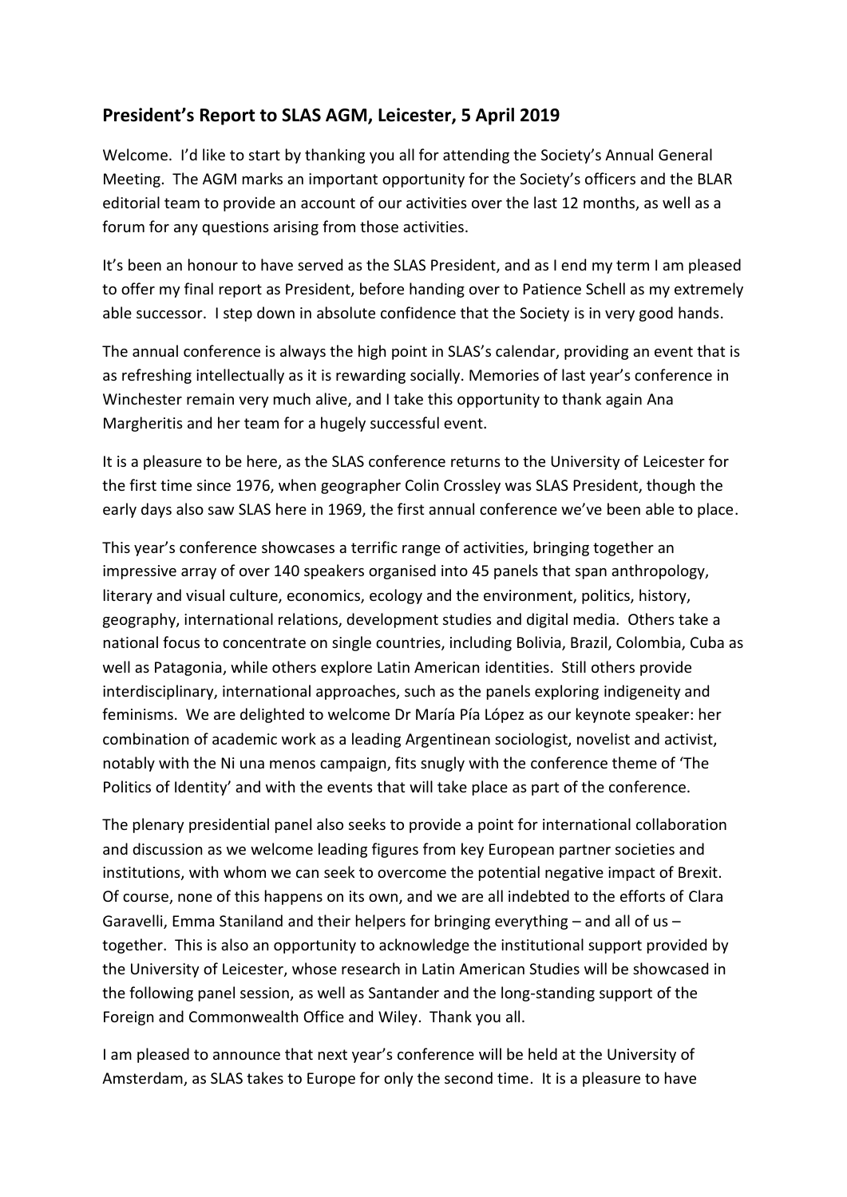## President's Report to SLAS AGM, Leicester, 5 April 2019

Welcome. I'd like to start by thanking you all for attending the Society's Annual General Meeting. The AGM marks an important opportunity for the Society's officers and the BLAR editorial team to provide an account of our activities over the last 12 months, as well as a forum for any questions arising from those activities.

It's been an honour to have served as the SLAS President, and as I end my term I am pleased to offer my final report as President, before handing over to Patience Schell as my extremely able successor. I step down in absolute confidence that the Society is in very good hands.

The annual conference is always the high point in SLAS's calendar, providing an event that is as refreshing intellectually as it is rewarding socially. Memories of last year's conference in Winchester remain very much alive, and I take this opportunity to thank again Ana Margheritis and her team for a hugely successful event.

It is a pleasure to be here, as the SLAS conference returns to the University of Leicester for the first time since 1976, when geographer Colin Crossley was SLAS President, though the early days also saw SLAS here in 1969, the first annual conference we've been able to place.

This year's conference showcases a terrific range of activities, bringing together an impressive array of over 140 speakers organised into 45 panels that span anthropology, literary and visual culture, economics, ecology and the environment, politics, history, geography, international relations, development studies and digital media. Others take a national focus to concentrate on single countries, including Bolivia, Brazil, Colombia, Cuba as well as Patagonia, while others explore Latin American identities. Still others provide interdisciplinary, international approaches, such as the panels exploring indigeneity and feminisms. We are delighted to welcome Dr María Pía López as our keynote speaker: her combination of academic work as a leading Argentinean sociologist, novelist and activist, notably with the Ni una menos campaign, fits snugly with the conference theme of 'The Politics of Identity' and with the events that will take place as part of the conference.

The plenary presidential panel also seeks to provide a point for international collaboration and discussion as we welcome leading figures from key European partner societies and institutions, with whom we can seek to overcome the potential negative impact of Brexit. Of course, none of this happens on its own, and we are all indebted to the efforts of Clara Garavelli, Emma Staniland and their helpers for bringing everything – and all of us – together. This is also an opportunity to acknowledge the institutional support provided by the University of Leicester, whose research in Latin American Studies will be showcased in the following panel session, as well as Santander and the long-standing support of the Foreign and Commonwealth Office and Wiley. Thank you all.

I am pleased to announce that next year's conference will be held at the University of Amsterdam, as SLAS takes to Europe for only the second time. It is a pleasure to have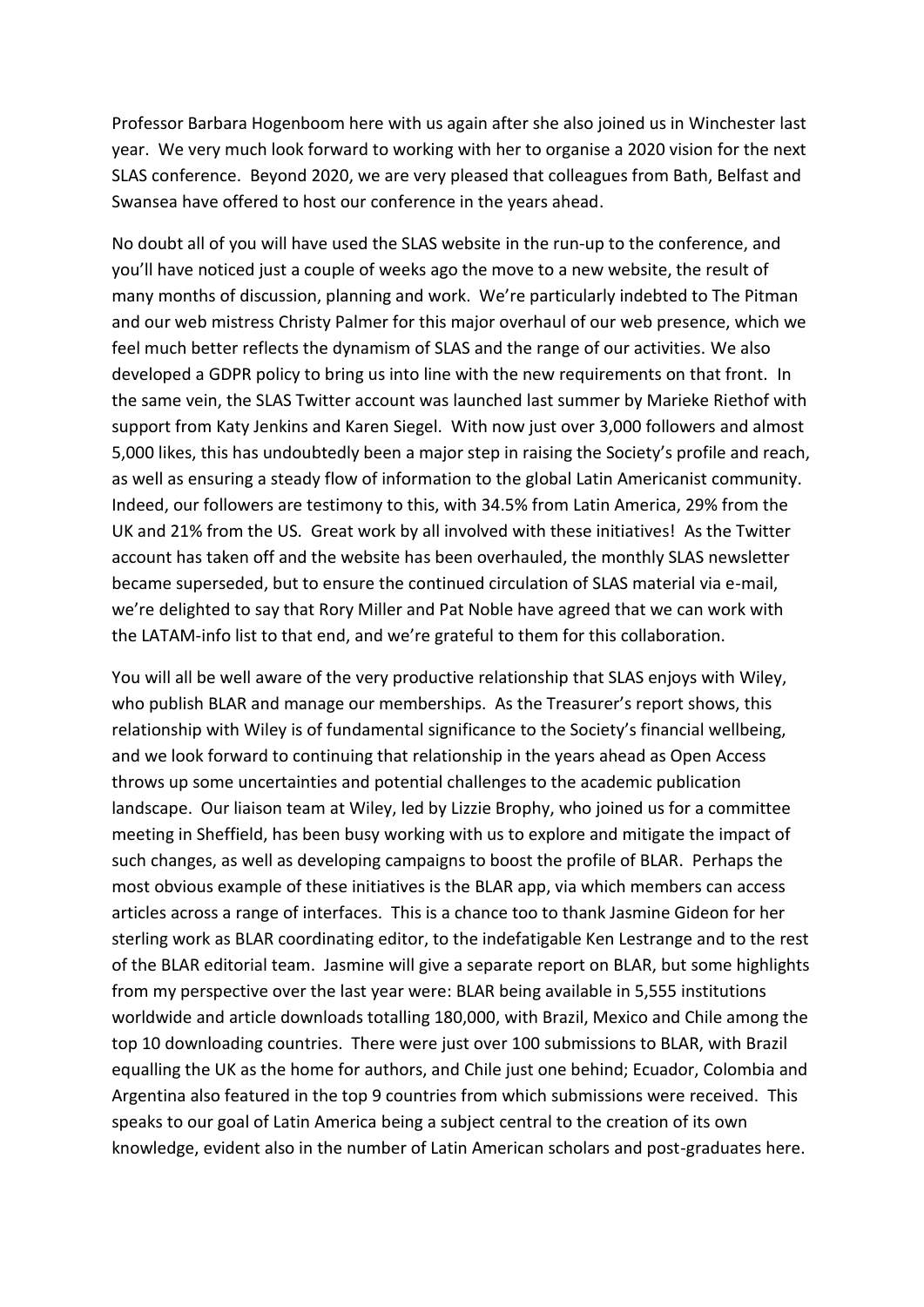Professor Barbara Hogenboom here with us again after she also joined us in Winchester last year. We very much look forward to working with her to organise a 2020 vision for the next SLAS conference. Beyond 2020, we are very pleased that colleagues from Bath, Belfast and Swansea have offered to host our conference in the years ahead.

No doubt all of you will have used the SLAS website in the run-up to the conference, and you'll have noticed just a couple of weeks ago the move to a new website, the result of many months of discussion, planning and work. We're particularly indebted to The Pitman and our web mistress Christy Palmer for this major overhaul of our web presence, which we feel much better reflects the dynamism of SLAS and the range of our activities. We also developed a GDPR policy to bring us into line with the new requirements on that front. In the same vein, the SLAS Twitter account was launched last summer by Marieke Riethof with support from Katy Jenkins and Karen Siegel. With now just over 3,000 followers and almost 5,000 likes, this has undoubtedly been a major step in raising the Society's profile and reach, as well as ensuring a steady flow of information to the global Latin Americanist community. Indeed, our followers are testimony to this, with 34.5% from Latin America, 29% from the UK and 21% from the US. Great work by all involved with these initiatives! As the Twitter account has taken off and the website has been overhauled, the monthly SLAS newsletter became superseded, but to ensure the continued circulation of SLAS material via e-mail, we're delighted to say that Rory Miller and Pat Noble have agreed that we can work with the LATAM-info list to that end, and we're grateful to them for this collaboration.

You will all be well aware of the very productive relationship that SLAS enjoys with Wiley, who publish BLAR and manage our memberships. As the Treasurer's report shows, this relationship with Wiley is of fundamental significance to the Society's financial wellbeing, and we look forward to continuing that relationship in the years ahead as Open Access throws up some uncertainties and potential challenges to the academic publication landscape. Our liaison team at Wiley, led by Lizzie Brophy, who joined us for a committee meeting in Sheffield, has been busy working with us to explore and mitigate the impact of such changes, as well as developing campaigns to boost the profile of BLAR. Perhaps the most obvious example of these initiatives is the BLAR app, via which members can access articles across a range of interfaces. This is a chance too to thank Jasmine Gideon for her sterling work as BLAR coordinating editor, to the indefatigable Ken Lestrange and to the rest of the BLAR editorial team. Jasmine will give a separate report on BLAR, but some highlights from my perspective over the last year were: BLAR being available in 5,555 institutions worldwide and article downloads totalling 180,000, with Brazil, Mexico and Chile among the top 10 downloading countries. There were just over 100 submissions to BLAR, with Brazil equalling the UK as the home for authors, and Chile just one behind; Ecuador, Colombia and Argentina also featured in the top 9 countries from which submissions were received. This speaks to our goal of Latin America being a subject central to the creation of its own knowledge, evident also in the number of Latin American scholars and post-graduates here.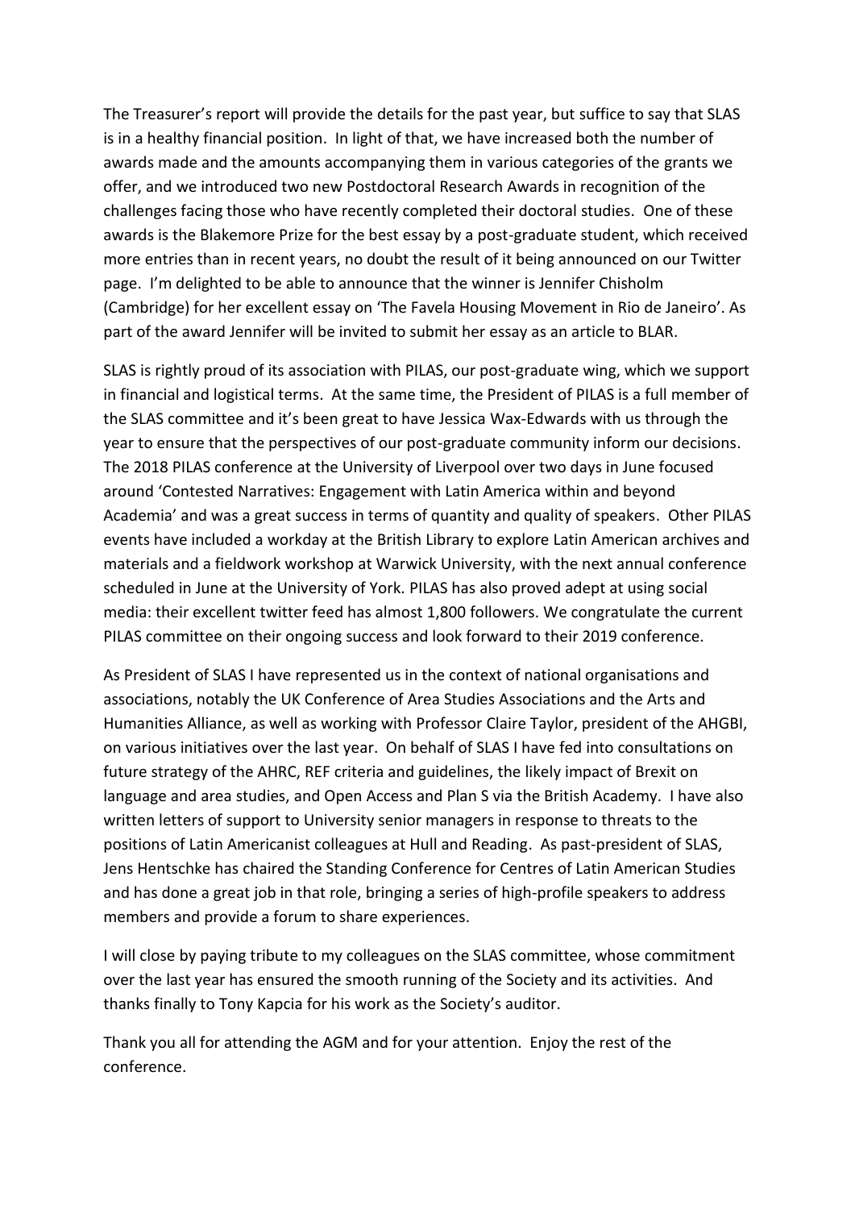The Treasurer's report will provide the details for the past year, but suffice to say that SLAS is in a healthy financial position. In light of that, we have increased both the number of awards made and the amounts accompanying them in various categories of the grants we offer, and we introduced two new Postdoctoral Research Awards in recognition of the challenges facing those who have recently completed their doctoral studies. One of these awards is the Blakemore Prize for the best essay by a post-graduate student, which received more entries than in recent years, no doubt the result of it being announced on our Twitter page. I'm delighted to be able to announce that the winner is Jennifer Chisholm (Cambridge) for her excellent essay on 'The Favela Housing Movement in Rio de Janeiro'. As part of the award Jennifer will be invited to submit her essay as an article to BLAR.

SLAS is rightly proud of its association with PILAS, our post-graduate wing, which we support in financial and logistical terms. At the same time, the President of PILAS is a full member of the SLAS committee and it's been great to have Jessica Wax-Edwards with us through the year to ensure that the perspectives of our post-graduate community inform our decisions. The 2018 PILAS conference at the University of Liverpool over two days in June focused around 'Contested Narratives: Engagement with Latin America within and beyond Academia' and was a great success in terms of quantity and quality of speakers. Other PILAS events have included a workday at the British Library to explore Latin American archives and materials and a fieldwork workshop at Warwick University, with the next annual conference scheduled in June at the University of York. PILAS has also proved adept at using social media: their excellent twitter feed has almost 1,800 followers. We congratulate the current PILAS committee on their ongoing success and look forward to their 2019 conference.

As President of SLAS I have represented us in the context of national organisations and associations, notably the UK Conference of Area Studies Associations and the Arts and Humanities Alliance, as well as working with Professor Claire Taylor, president of the AHGBI, on various initiatives over the last year. On behalf of SLAS I have fed into consultations on future strategy of the AHRC, REF criteria and guidelines, the likely impact of Brexit on language and area studies, and Open Access and Plan S via the British Academy. I have also written letters of support to University senior managers in response to threats to the positions of Latin Americanist colleagues at Hull and Reading. As past-president of SLAS, Jens Hentschke has chaired the Standing Conference for Centres of Latin American Studies and has done a great job in that role, bringing a series of high-profile speakers to address members and provide a forum to share experiences.

I will close by paying tribute to my colleagues on the SLAS committee, whose commitment over the last year has ensured the smooth running of the Society and its activities. And thanks finally to Tony Kapcia for his work as the Society's auditor.

Thank you all for attending the AGM and for your attention. Enjoy the rest of the conference.